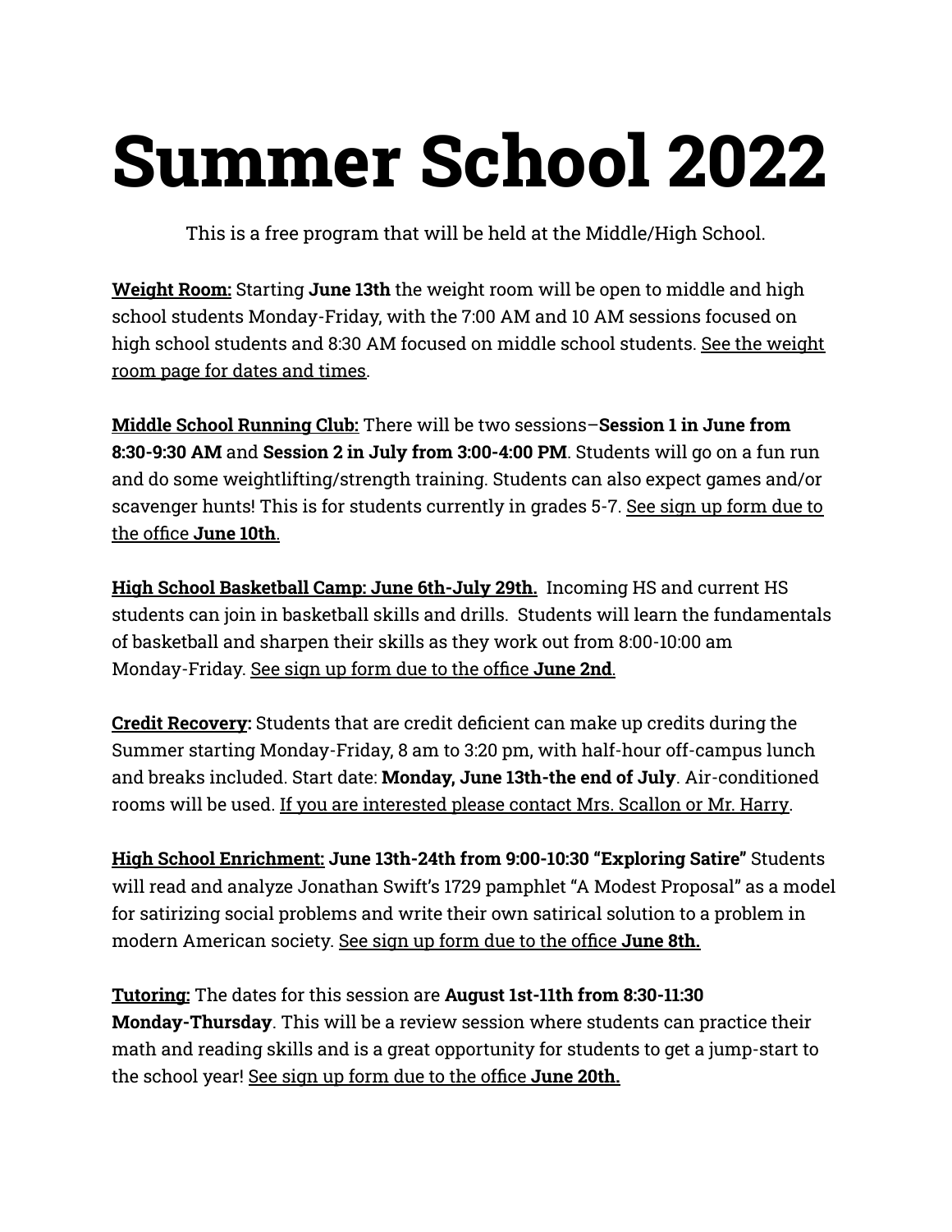# Summer School 2022

This is a free program that will be held at the Middle/High School.

**Weight Room:** Starting **June 13th** the weight room will be open to middle and high school students Monday-Friday, with the 7:00 AM and 10 AM sessions focused on high school students and 8:30 AM focused on middle school students. See the weight room page for dates and times.

**Middle School Running Club:** There will be two sessions–**Session 1 in June from 8:30-9:30 AM** and **Session 2 in July from 3:00-4:00 PM**. Students will go on a fun run and do some weightlifting/strength training. Students can also expect games and/or scavenger hunts! This is for students currently in grades 5-7. See sign up form due to the office **June 10th**.

**High School Basketball Camp: June 6th-July 29th.** Incoming HS and current HS students can join in basketball skills and drills. Students will learn the fundamentals of basketball and sharpen their skills as they work out from 8:00-10:00 am Monday-Friday. See sign up form due to the office **June 2nd**.

**Credit Recovery:** Students that are credit deficient can make up credits during the Summer starting Monday-Friday, 8 am to 3:20 pm, with half-hour off-campus lunch and breaks included. Start date: **Monday, June 13th-the end of July**. Air-conditioned rooms will be used. If you are interested please contact Mrs. Scallon or Mr. Harry.

**High School Enrichment:** **June 13th-24th from 9:00-10:30 "Exploring Satire"** Students will read and analyze Jonathan Swift's 1729 pamphlet "A Modest Proposal" as a model for satirizing social problems and write their own satirical solution to a problem in modern American society. See sign up form due to the office **June 8th.**

**Tutoring:** The dates for this session are **August 1st-11th from 8:30-11:30 Monday-Thursday**. This will be a review session where students can practice their math and reading skills and is a great opportunity for students to get a jump-start to the school year! See sign up form due to the office **June 20th.**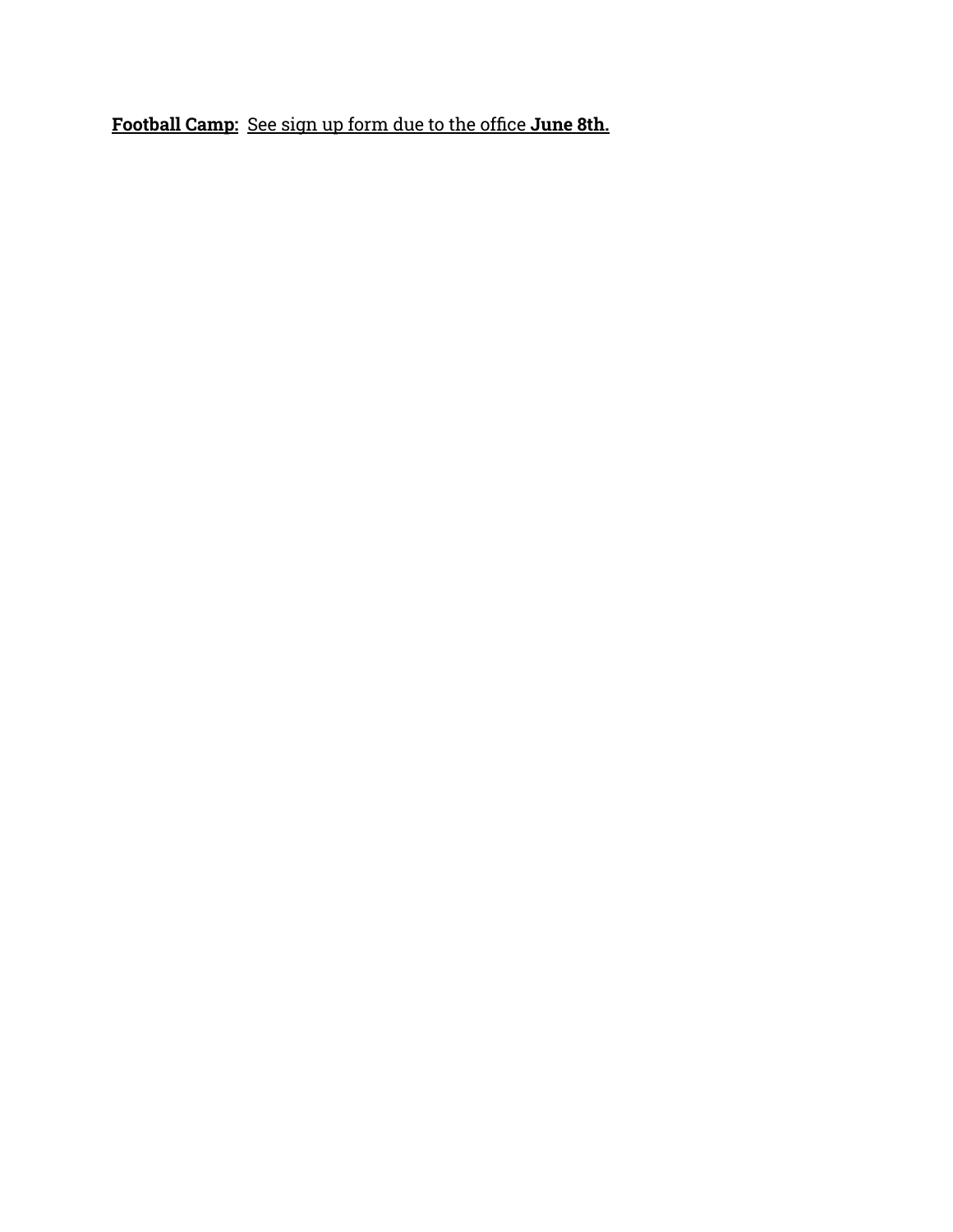**Football Camp:** See sign up form due to the office **June 8th.**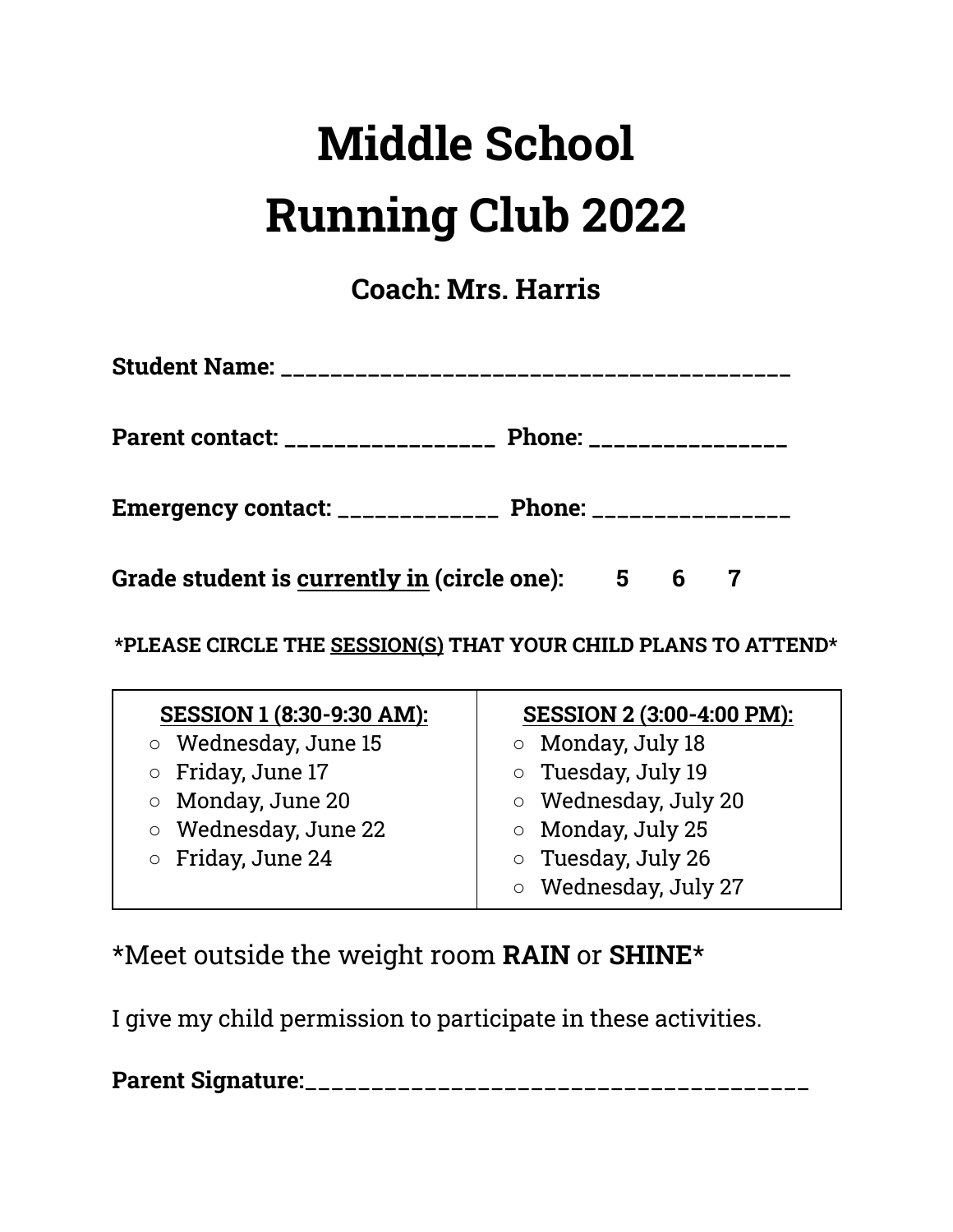# Middle School
# Running Club 2022

### Coach: Mrs. Harris

**Student Name: ________________________________________**

**Parent contact: _________________ Phone: ________________**

**Emergency contact: _____________ Phone: ________________**

**Grade student is <u>currently in</u> (circle one): 5 6 7**

**\*PLEASE CIRCLE THE <u>SESSION(S)</u> THAT YOUR CHILD PLANS TO ATTEND\***

| **<u>SESSION 1 (8:30-9:30 AM):</u>** | **<u>SESSION 2 (3:00-4:00 PM):</u>** |
|---|---|
| ○ Wednesday, June 15 | ○ Monday, July 18 |
| ○ Friday, June 17 | ○ Tuesday, July 19 |
| ○ Monday, June 20 | ○ Wednesday, July 20 |
| ○ Wednesday, June 22 | ○ Monday, July 25 |
| ○ Friday, June 24 | ○ Tuesday, July 26 |
| | ○ Wednesday, July 27 |

\*Meet outside the weight room **RAIN** or **SHINE**\*

I give my child permission to participate in these activities.

**Parent Signature:_______________________________________**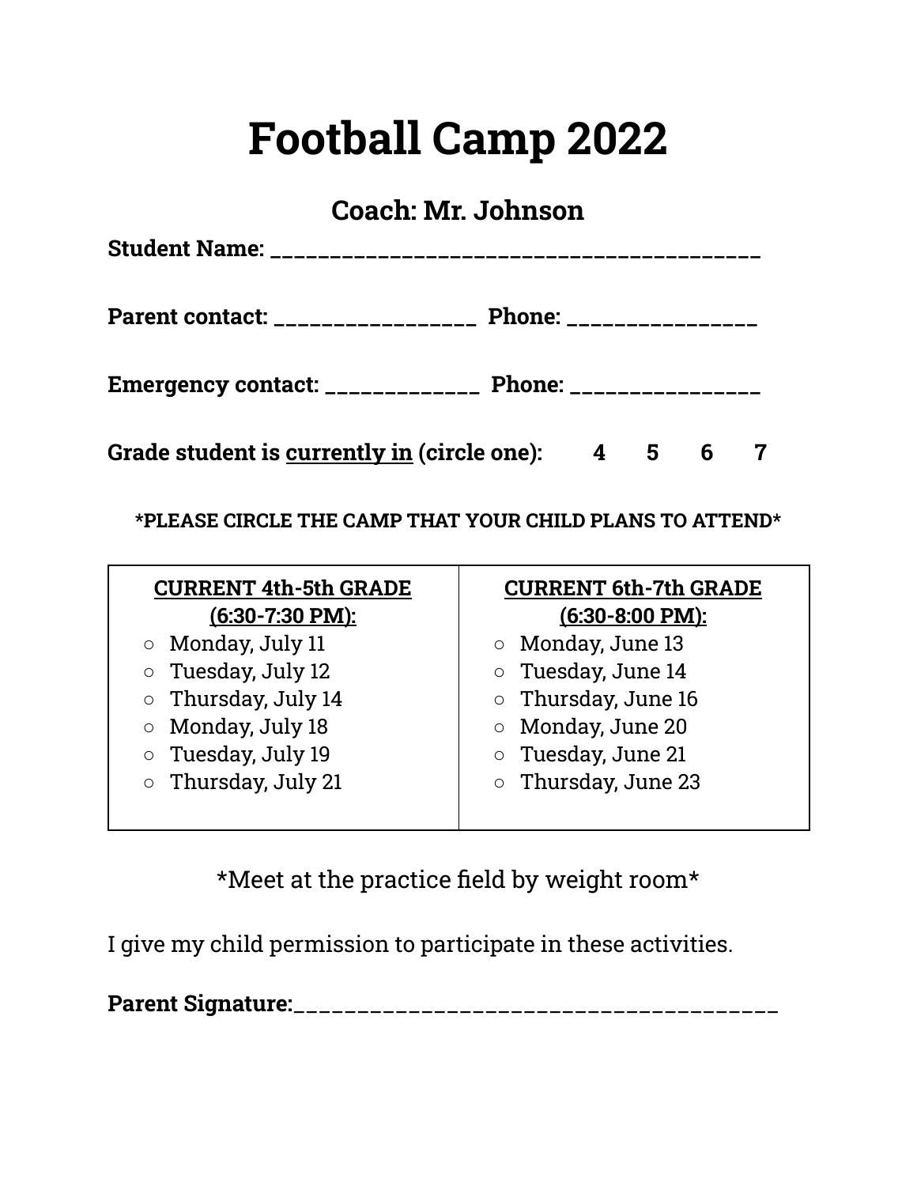# Football Camp 2022

## Coach: Mr. Johnson

**Student Name: ________________________________________**

**Parent contact: _________________ Phone: ________________**

**Emergency contact: _____________ Phone: ________________**

**Grade student is <u>currently in</u> (circle one): 4 5 6 7**

**\*PLEASE CIRCLE THE CAMP THAT YOUR CHILD PLANS TO ATTEND\***

| <u>CURRENT 4th-5th GRADE (6:30-7:30 PM):</u> | <u>CURRENT 6th-7th GRADE (6:30-8:00 PM):</u> |
| --- | --- |
| ○ Monday, July 11 | ○ Monday, June 13 |
| ○ Tuesday, July 12 | ○ Tuesday, June 14 |
| ○ Thursday, July 14 | ○ Thursday, June 16 |
| ○ Monday, July 18 | ○ Monday, June 20 |
| ○ Tuesday, July 19 | ○ Tuesday, June 21 |
| ○ Thursday, July 21 | ○ Thursday, June 23 |

*Meet at the practice field by weight room*

I give my child permission to participate in these activities.

**Parent Signature:________________________________________**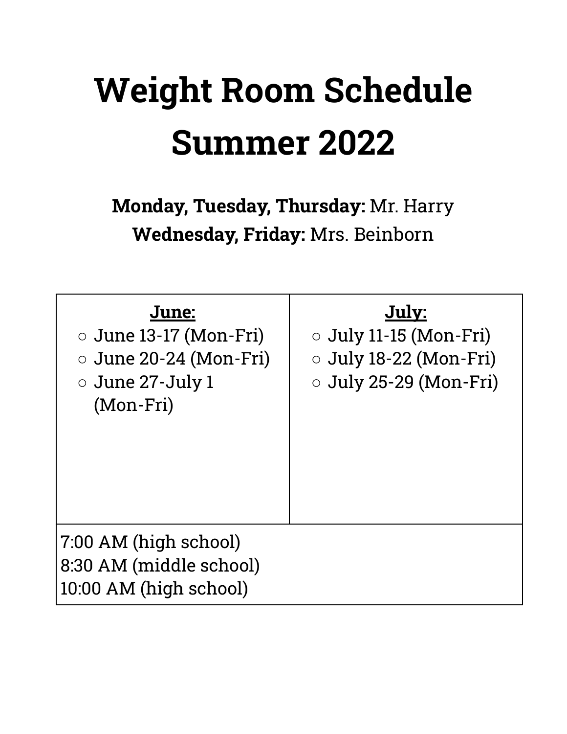# Weight Room Schedule Summer 2022

**Monday, Tuesday, Thursday:** Mr. Harry
**Wednesday, Friday:** Mrs. Beinborn

| **June:** | **July:** |
|---|---|
| ○ June 13-17 (Mon-Fri)<br>○ June 20-24 (Mon-Fri)<br>○ June 27-July 1 (Mon-Fri) | ○ July 11-15 (Mon-Fri)<br>○ July 18-22 (Mon-Fri)<br>○ July 25-29 (Mon-Fri) |
| 7:00 AM (high school)<br>8:30 AM (middle school)<br>10:00 AM (high school) | |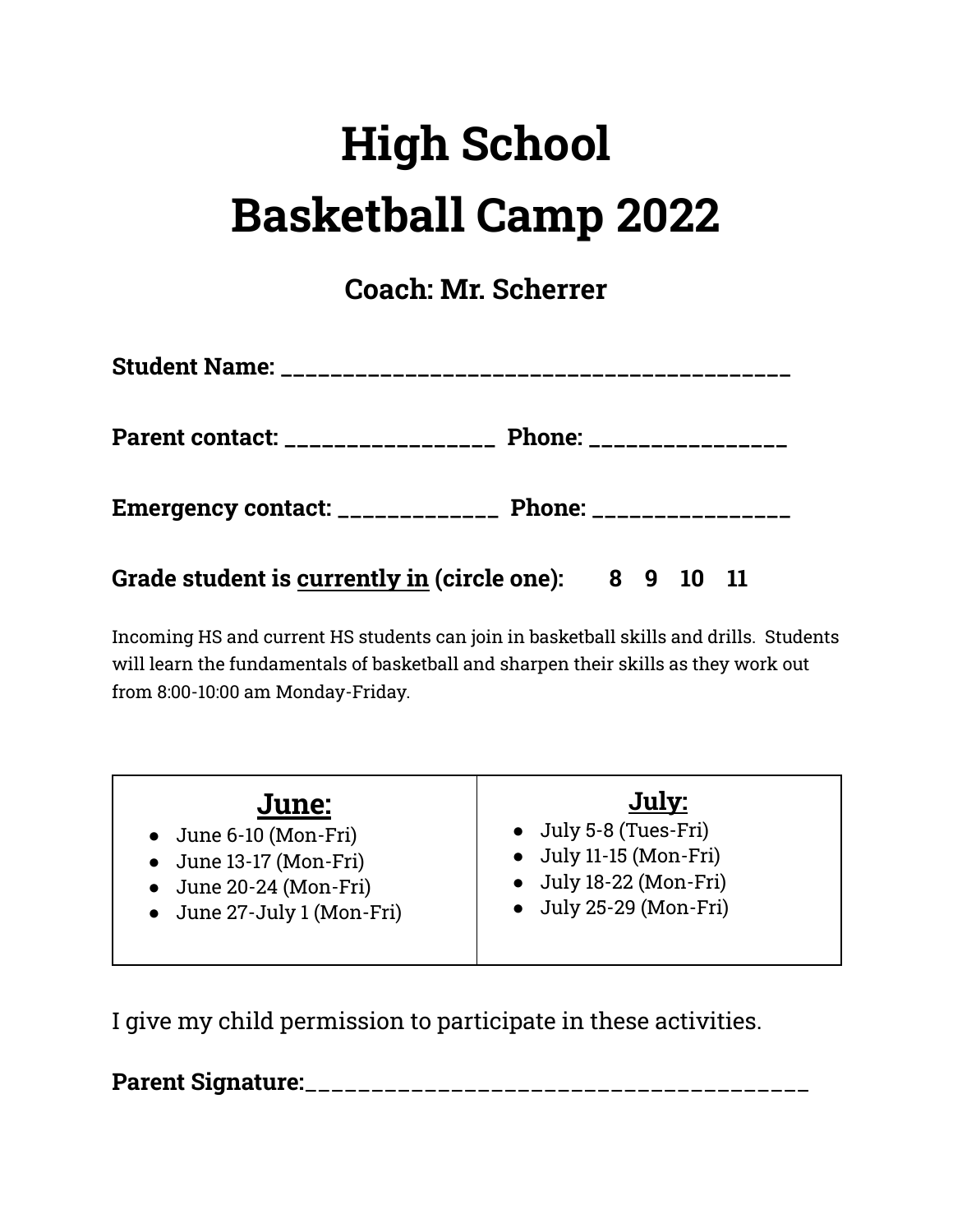# High School Basketball Camp 2022

## Coach: Mr. Scherrer

**Student Name: ________________________________________**

**Parent contact: _________________ Phone: ________________**

**Emergency contact: _____________ Phone: ________________**

**Grade student is <u>currently in</u> (circle one): 8 9 10 11**

Incoming HS and current HS students can join in basketball skills and drills. Students will learn the fundamentals of basketball and sharpen their skills as they work out from 8:00-10:00 am Monday-Friday.

| **<u>June:</u>** | **<u>July:</u>** |
| --- | --- |
| • June 6-10 (Mon-Fri)<br>• June 13-17 (Mon-Fri)<br>• June 20-24 (Mon-Fri)<br>• June 27-July 1 (Mon-Fri) | • July 5-8 (Tues-Fri)<br>• July 11-15 (Mon-Fri)<br>• July 18-22 (Mon-Fri)<br>• July 25-29 (Mon-Fri) |

I give my child permission to participate in these activities.

**Parent Signature:________________________________________**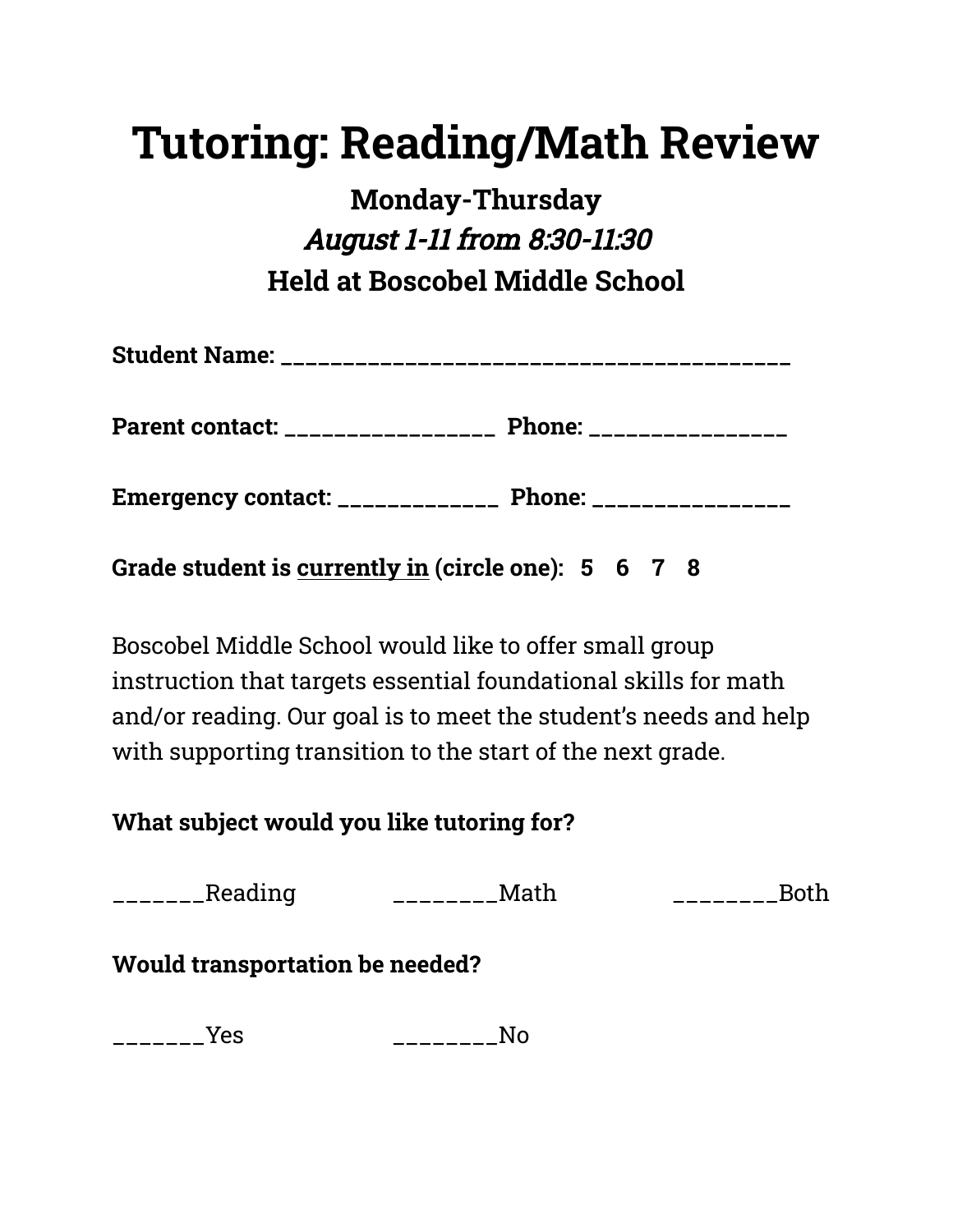# Tutoring: Reading/Math Review

**Monday-Thursday**

*August 1-11 from 8:30-11:30*

**Held at Boscobel Middle School**

**Student Name:** ___________________________________________

**Parent contact:** __________________ **Phone:** _________________

**Emergency contact:** ______________ **Phone:** _________________

**Grade student is <u>currently in</u> (circle one): 5 6 7 8**

Boscobel Middle School would like to offer small group instruction that targets essential foundational skills for math and/or reading. Our goal is to meet the student's needs and help with supporting transition to the start of the next grade.

**What subject would you like tutoring for?**

_______Reading ________Math ________Both

**Would transportation be needed?**

_______Yes ________No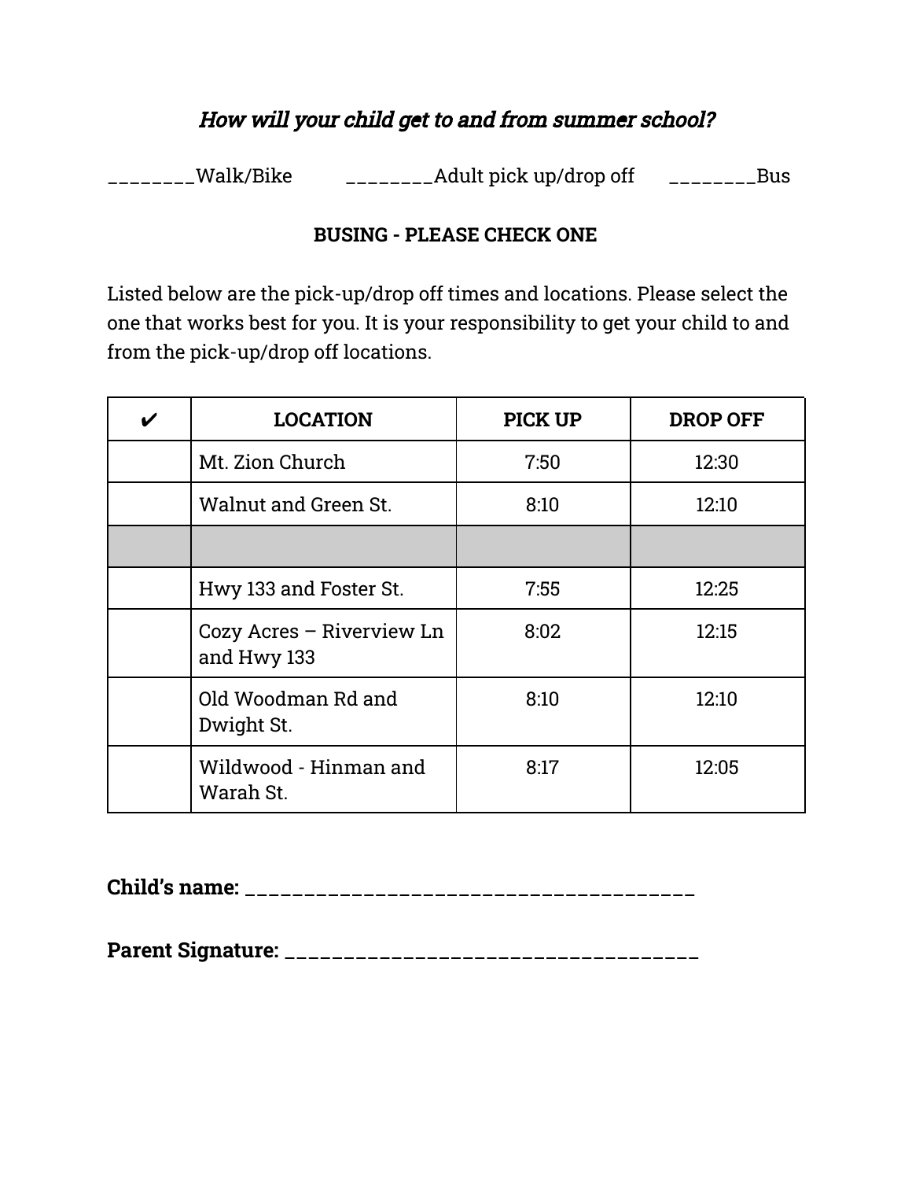*How will your child get to and from summer school?*

________Walk/Bike ________Adult pick up/drop off ________Bus

**BUSING - PLEASE CHECK ONE**

Listed below are the pick-up/drop off times and locations. Please select the one that works best for you. It is your responsibility to get your child to and from the pick-up/drop off locations.

| ✔ | LOCATION | PICK UP | DROP OFF |
|---|---|---|---|
| | Mt. Zion Church | 7:50 | 12:30 |
| | Walnut and Green St. | 8:10 | 12:10 |
| | | | |
| | Hwy 133 and Foster St. | 7:55 | 12:25 |
| | Cozy Acres – Riverview Ln and Hwy 133 | 8:02 | 12:15 |
| | Old Woodman Rd and Dwight St. | 8:10 | 12:10 |
| | Wildwood - Hinman and Warah St. | 8:17 | 12:05 |

**Child's name:** ________________________________________

**Parent Signature:** ______________________________________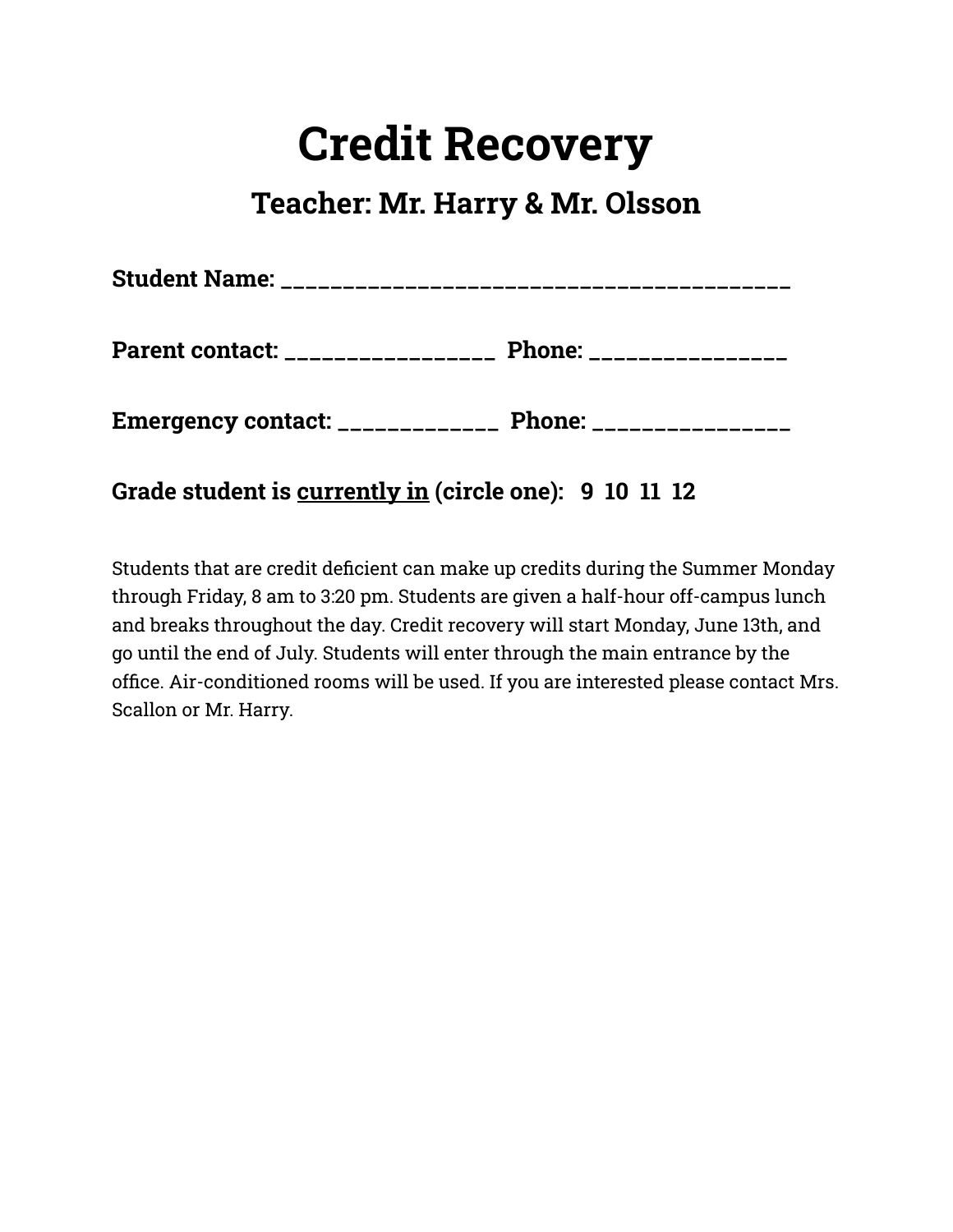# Credit Recovery

## Teacher: Mr. Harry & Mr. Olsson

**Student Name: ___________________________________________**

**Parent contact: _________________  Phone: ________________**

**Emergency contact: _____________  Phone: ________________**

**Grade student is <u>currently in</u> (circle one):   9  10  11  12**

Students that are credit deficient can make up credits during the Summer Monday through Friday, 8 am to 3:20 pm. Students are given a half-hour off-campus lunch and breaks throughout the day. Credit recovery will start Monday, June 13th, and go until the end of July. Students will enter through the main entrance by the office. Air-conditioned rooms will be used. If you are interested please contact Mrs. Scallon or Mr. Harry.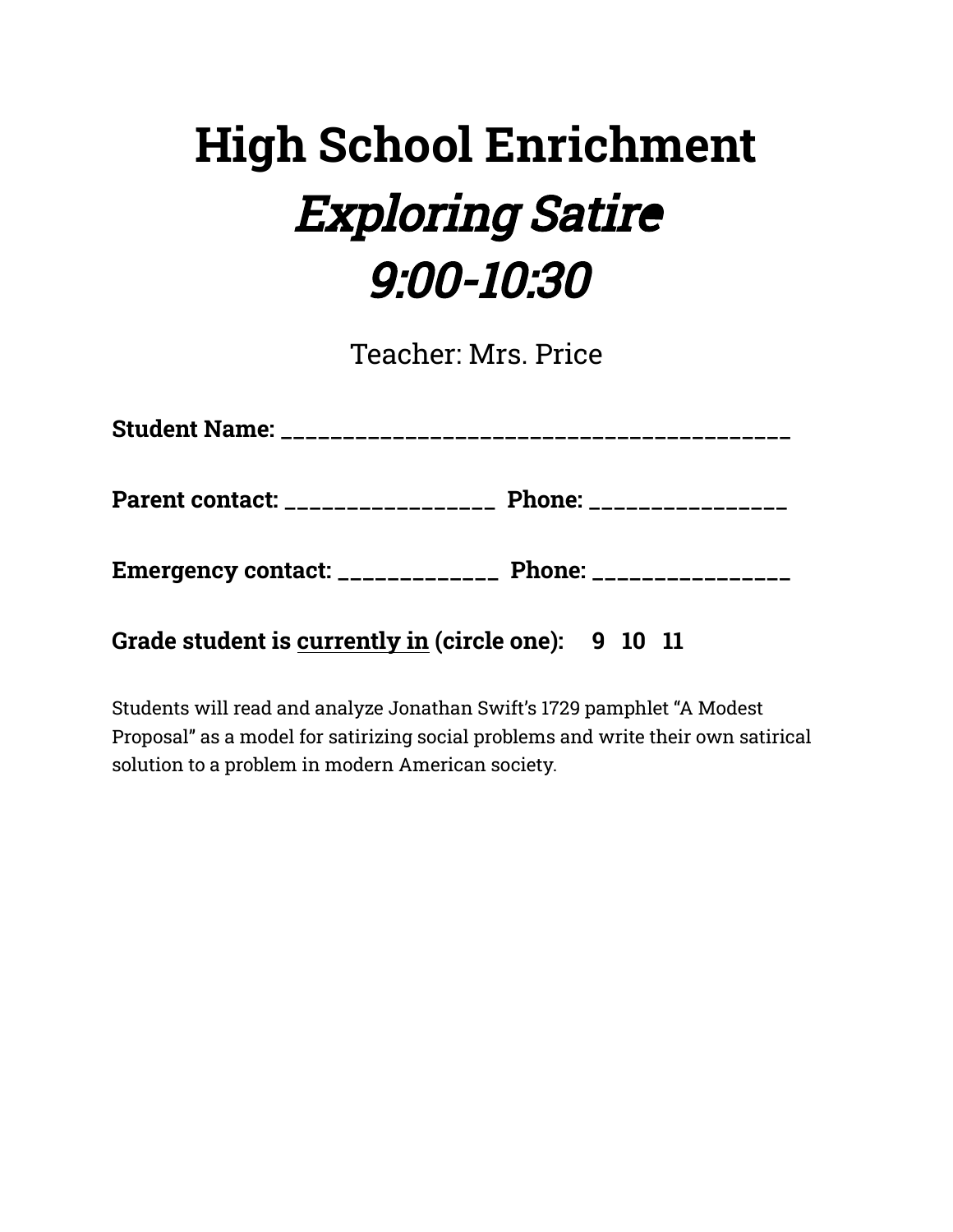# High School Enrichment

# *Exploring Satire*

# *9:00-10:30*

Teacher: Mrs. Price

**Student Name: __________________________________________**

**Parent contact: _________________  Phone: ________________**

**Emergency contact: _____________  Phone: ________________**

**Grade student is <u>currently in</u> (circle one):    9   10   11**

Students will read and analyze Jonathan Swift's 1729 pamphlet "A Modest Proposal" as a model for satirizing social problems and write their own satirical solution to a problem in modern American society.